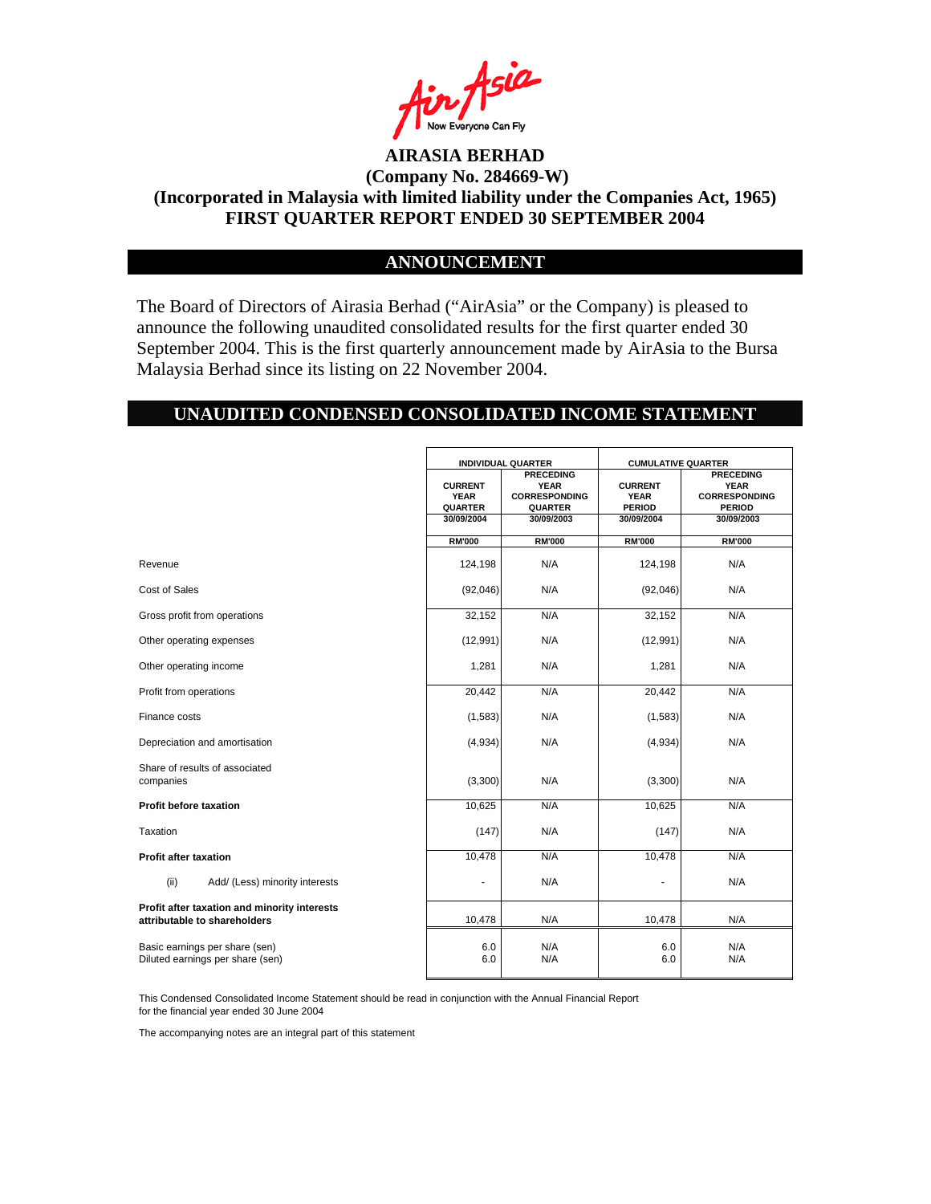Air Asia
Now Everyone Can Fly

# AIRASIA BERHAD
## (Company No. 284669-W)
## (Incorporated in Malaysia with limited liability under the Companies Act, 1965)
## FIRST QUARTER REPORT ENDED 30 SEPTEMBER 2004

## ANNOUNCEMENT

The Board of Directors of Airasia Berhad ("AirAsia" or the Company) is pleased to announce the following unaudited consolidated results for the first quarter ended 30 September 2004. This is the first quarterly announcement made by AirAsia to the Bursa Malaysia Berhad since its listing on 22 November 2004.

## UNAUDITED CONDENSED CONSOLIDATED INCOME STATEMENT

| | INDIVIDUAL QUARTER | | CUMULATIVE QUARTER | |
|---|---|---|---|---|
| | CURRENT YEAR QUARTER 30/09/2004 | PRECEDING YEAR CORRESPONDING QUARTER 30/09/2003 | CURRENT YEAR PERIOD 30/09/2004 | PRECEDING YEAR CORRESPONDING PERIOD 30/09/2003 |
| | RM'000 | RM'000 | RM'000 | RM'000 |
| Revenue | 124,198 | N/A | 124,198 | N/A |
| Cost of Sales | (92,046) | N/A | (92,046) | N/A |
| Gross profit from operations | 32,152 | N/A | 32,152 | N/A |
| Other operating expenses | (12,991) | N/A | (12,991) | N/A |
| Other operating income | 1,281 | N/A | 1,281 | N/A |
| Profit from operations | 20,442 | N/A | 20,442 | N/A |
| Finance costs | (1,583) | N/A | (1,583) | N/A |
| Depreciation and amortisation | (4,934) | N/A | (4,934) | N/A |
| Share of results of associated companies | (3,300) | N/A | (3,300) | N/A |
| **Profit before taxation** | 10,625 | N/A | 10,625 | N/A |
| Taxation | (147) | N/A | (147) | N/A |
| **Profit after taxation** | 10,478 | N/A | 10,478 | N/A |
| (ii) Add/ (Less) minority interests | - | N/A | - | N/A |
| **Profit after taxation and minority interests attributable to shareholders** | 10,478 | N/A | 10,478 | N/A |
| Basic earnings per share (sen) | 6.0 | N/A | 6.0 | N/A |
| Diluted earnings per share (sen) | 6.0 | N/A | 6.0 | N/A |

This Condensed Consolidated Income Statement should be read in conjunction with the Annual Financial Report for the financial year ended 30 June 2004

The accompanying notes are an integral part of this statement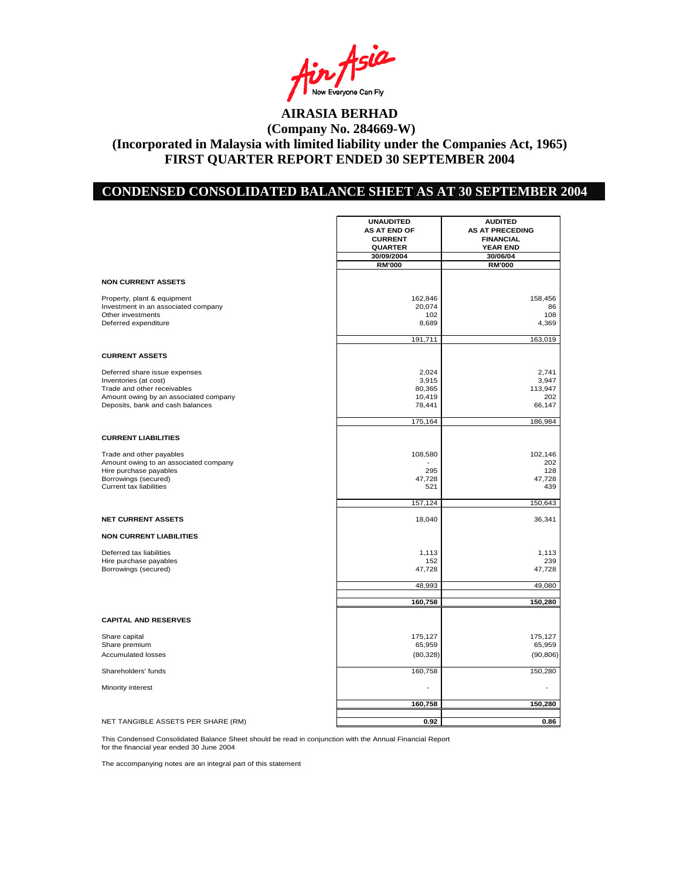# AIRASIA BERHAD
## (Company No. 284669-W)
## (Incorporated in Malaysia with limited liability under the Companies Act, 1965)
## FIRST QUARTER REPORT ENDED 30 SEPTEMBER 2004

## CONDENSED CONSOLIDATED BALANCE SHEET AS AT 30 SEPTEMBER 2004

| | UNAUDITED AS AT END OF CURRENT QUARTER 30/09/2004 RM'000 | AUDITED AS AT PRECEDING FINANCIAL YEAR END 30/06/04 RM'000 |
|---|---|---|
| **NON CURRENT ASSETS** | | |
| Property, plant & equipment | 162,846 | 158,456 |
| Investment in an associated company | 20,074 | 86 |
| Other investments | 102 | 108 |
| Deferred expenditure | 8,689 | 4,369 |
| | 191,711 | 163,019 |
| **CURRENT ASSETS** | | |
| Deferred share issue expenses | 2,024 | 2,741 |
| Inventories (at cost) | 3,915 | 3,947 |
| Trade and other receivables | 80,365 | 113,947 |
| Amount owing by an associated company | 10,419 | 202 |
| Deposits, bank and cash balances | 78,441 | 66,147 |
| | 175,164 | 186,984 |
| **CURRENT LIABILITIES** | | |
| Trade and other payables | 108,580 | 102,146 |
| Amount owing to an associated company | - | 202 |
| Hire purchase payables | 295 | 128 |
| Borrowings (secured) | 47,728 | 47,728 |
| Current tax liabilities | 521 | 439 |
| | 157,124 | 150,643 |
| **NET CURRENT ASSETS** | 18,040 | 36,341 |
| **NON CURRENT LIABILITIES** | | |
| Deferred tax liabilities | 1,113 | 1,113 |
| Hire purchase payables | 152 | 239 |
| Borrowings (secured) | 47,728 | 47,728 |
| | 48,993 | 49,080 |
| | **160,758** | **150,280** |
| **CAPITAL AND RESERVES** | | |
| Share capital | 175,127 | 175,127 |
| Share premium | 65,959 | 65,959 |
| Accumulated losses | (80,328) | (90,806) |
| Shareholders' funds | 160,758 | 150,280 |
| Minority interest | - | - |
| | **160,758** | **150,280** |
| NET TANGIBLE ASSETS PER SHARE (RM) | **0.92** | **0.86** |

This Condensed Consolidated Balance Sheet should be read in conjunction with the Annual Financial Report for the financial year ended 30 June 2004

The accompanying notes are an integral part of this statement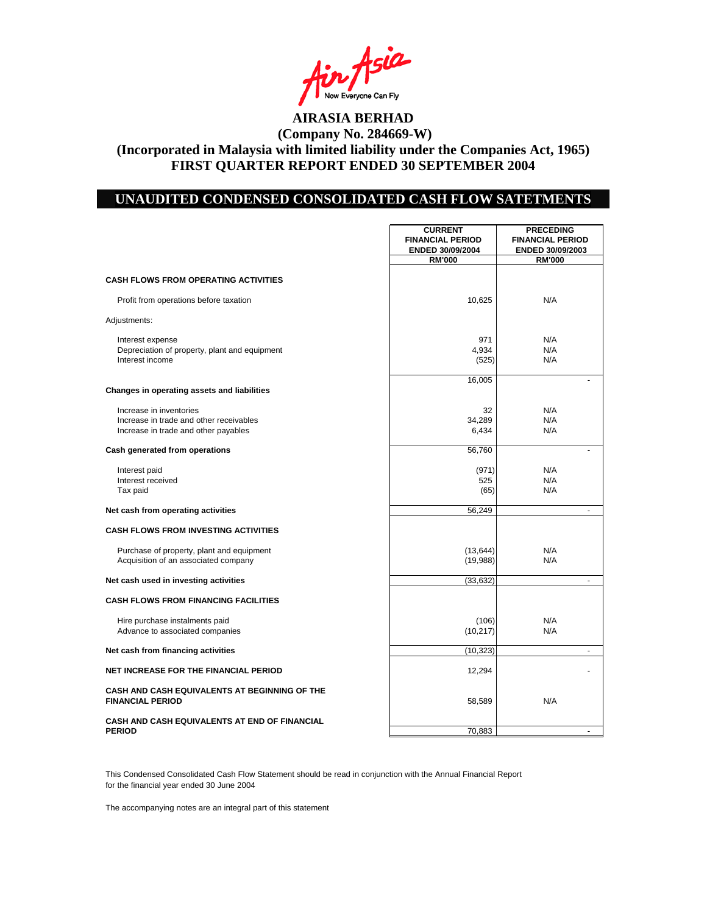# AIRASIA BERHAD

**(Company No. 284669-W)**

**(Incorporated in Malaysia with limited liability under the Companies Act, 1965)**

**FIRST QUARTER REPORT ENDED 30 SEPTEMBER 2004**

## UNAUDITED CONDENSED CONSOLIDATED CASH FLOW SATETMENTS

| | CURRENT FINANCIAL PERIOD ENDED 30/09/2004 RM'000 | PRECEDING FINANCIAL PERIOD ENDED 30/09/2003 RM'000 |
|---|---|---|
| **CASH FLOWS FROM OPERATING ACTIVITIES** | | |
| Profit from operations before taxation | 10,625 | N/A |
| Adjustments: | | |
| Interest expense | 971 | N/A |
| Depreciation of property, plant and equipment | 4,934 | N/A |
| Interest income | (525) | N/A |
| | 16,005 | - |
| **Changes in operating assets and liabilities** | | |
| Increase in inventories | 32 | N/A |
| Increase in trade and other receivables | 34,289 | N/A |
| Increase in trade and other payables | 6,434 | N/A |
| **Cash generated from operations** | 56,760 | - |
| Interest paid | (971) | N/A |
| Interest received | 525 | N/A |
| Tax paid | (65) | N/A |
| **Net cash from operating activities** | 56,249 | - |
| **CASH FLOWS FROM INVESTING ACTIVITIES** | | |
| Purchase of property, plant and equipment | (13,644) | N/A |
| Acquisition of an associated company | (19,988) | N/A |
| **Net cash used in investing activities** | (33,632) | - |
| **CASH FLOWS FROM FINANCING FACILITIES** | | |
| Hire purchase instalments paid | (106) | N/A |
| Advance to associated companies | (10,217) | N/A |
| **Net cash from financing activities** | (10,323) | - |
| **NET INCREASE FOR THE FINANCIAL PERIOD** | 12,294 | - |
| **CASH AND CASH EQUIVALENTS AT BEGINNING OF THE FINANCIAL PERIOD** | 58,589 | N/A |
| **CASH AND CASH EQUIVALENTS AT END OF FINANCIAL PERIOD** | 70,883 | - |

This Condensed Consolidated Cash Flow Statement should be read in conjunction with the Annual Financial Report for the financial year ended 30 June 2004

The accompanying notes are an integral part of this statement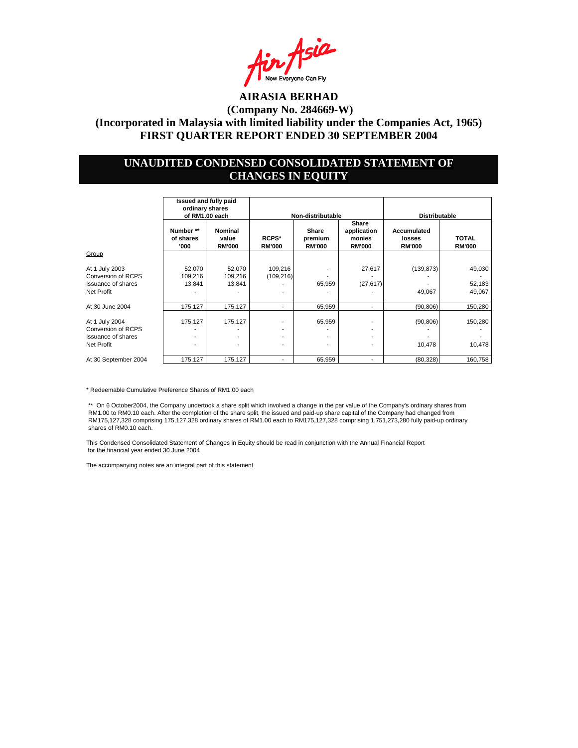AirAsia
Now Everyone Can Fly

# AIRASIA BERHAD
## (Company No. 284669-W)
## (Incorporated in Malaysia with limited liability under the Companies Act, 1965)
## FIRST QUARTER REPORT ENDED 30 SEPTEMBER 2004

## UNAUDITED CONDENSED CONSOLIDATED STATEMENT OF CHANGES IN EQUITY

| | Issued and fully paid ordinary shares of RM1.00 each | | Non-distributable | | | Distributable | |
|---|---|---|---|---|---|---|---|
| | Number ** of shares '000 | Nominal value RM'000 | RCPS* RM'000 | Share premium RM'000 | Share application monies RM'000 | Accumulated losses RM'000 | TOTAL RM'000 |
| Group | | | | | | | |
| At 1 July 2003 | 52,070 | 52,070 | 109,216 | - | 27,617 | (139,873) | 49,030 |
| Conversion of RCPS | 109,216 | 109,216 | (109,216) | - | - | - | - |
| Issuance of shares | 13,841 | 13,841 | - | 65,959 | (27,617) | - | 52,183 |
| Net Profit | - | - | - | - | - | 49,067 | 49,067 |
| At 30 June 2004 | 175,127 | 175,127 | - | 65,959 | - | (90,806) | 150,280 |
| At 1 July 2004 | 175,127 | 175,127 | - | 65,959 | - | (90,806) | 150,280 |
| Conversion of RCPS | - | - | - | - | - | - | - |
| Issuance of shares | - | - | - | - | - | - | - |
| Net Profit | - | - | - | - | - | 10,478 | 10,478 |
| At 30 September 2004 | 175,127 | 175,127 | - | 65,959 | - | (80,328) | 160,758 |

* Redeemable Cumulative Preference Shares of RM1.00 each

** On 6 October2004, the Company undertook a share split which involved a change in the par value of the Company's ordinary shares from RM1.00 to RM0.10 each. After the completion of the share split, the issued and paid-up share capital of the Company had changed from RM175,127,328 comprising 175,127,328 ordinary shares of RM1.00 each to RM175,127,328 comprising 1,751,273,280 fully paid-up ordinary shares of RM0.10 each.

This Condensed Consolidated Statement of Changes in Equity should be read in conjunction with the Annual Financial Report for the financial year ended 30 June 2004

The accompanying notes are an integral part of this statement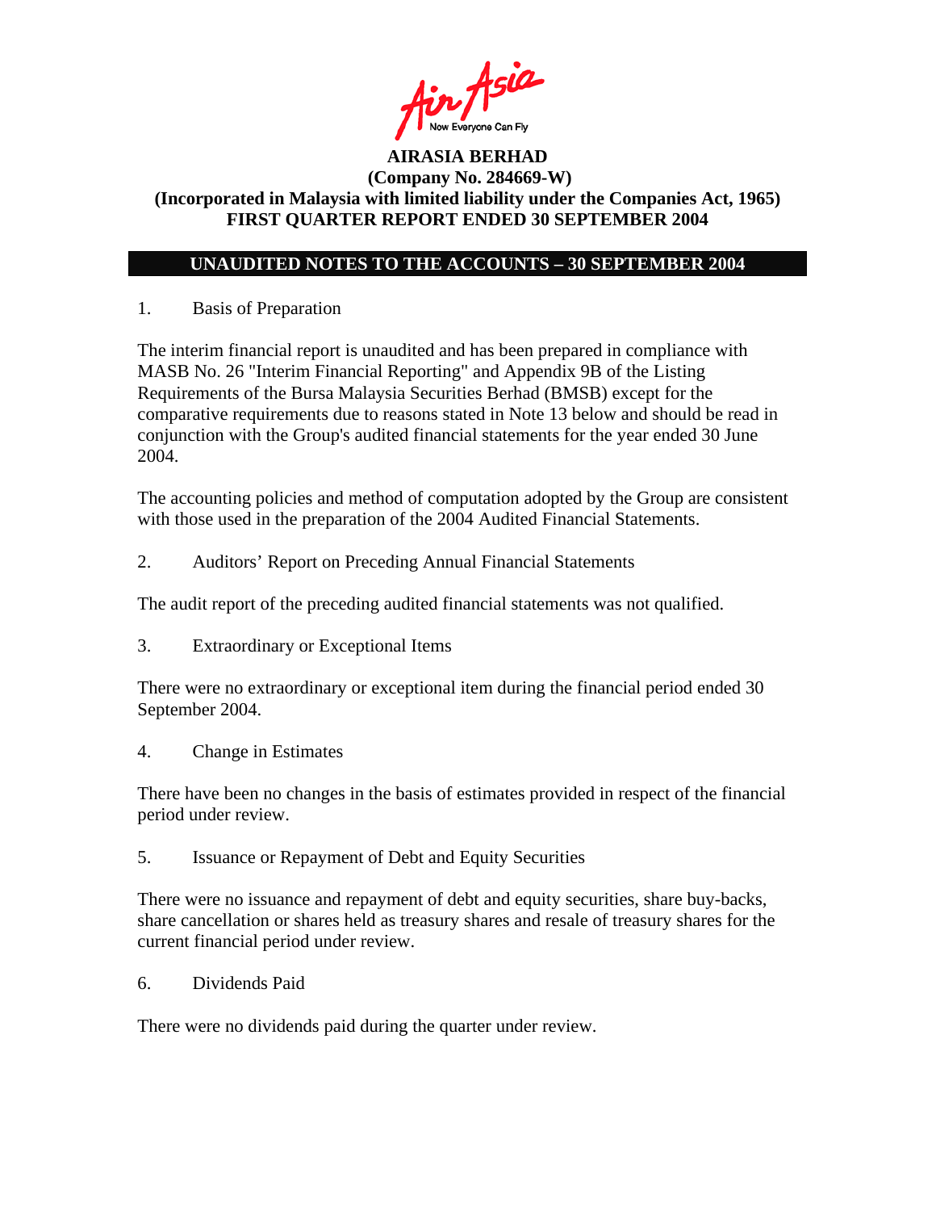**AIRASIA BERHAD**
**(Company No. 284669-W)**
**(Incorporated in Malaysia with limited liability under the Companies Act, 1965)**
**FIRST QUARTER REPORT ENDED 30 SEPTEMBER 2004**

## UNAUDITED NOTES TO THE ACCOUNTS – 30 SEPTEMBER 2004

1. Basis of Preparation

The interim financial report is unaudited and has been prepared in compliance with MASB No. 26 "Interim Financial Reporting" and Appendix 9B of the Listing Requirements of the Bursa Malaysia Securities Berhad (BMSB) except for the comparative requirements due to reasons stated in Note 13 below and should be read in conjunction with the Group's audited financial statements for the year ended 30 June 2004.

The accounting policies and method of computation adopted by the Group are consistent with those used in the preparation of the 2004 Audited Financial Statements.

2. Auditors' Report on Preceding Annual Financial Statements

The audit report of the preceding audited financial statements was not qualified.

3. Extraordinary or Exceptional Items

There were no extraordinary or exceptional item during the financial period ended 30 September 2004.

4. Change in Estimates

There have been no changes in the basis of estimates provided in respect of the financial period under review.

5. Issuance or Repayment of Debt and Equity Securities

There were no issuance and repayment of debt and equity securities, share buy-backs, share cancellation or shares held as treasury shares and resale of treasury shares for the current financial period under review.

6. Dividends Paid

There were no dividends paid during the quarter under review.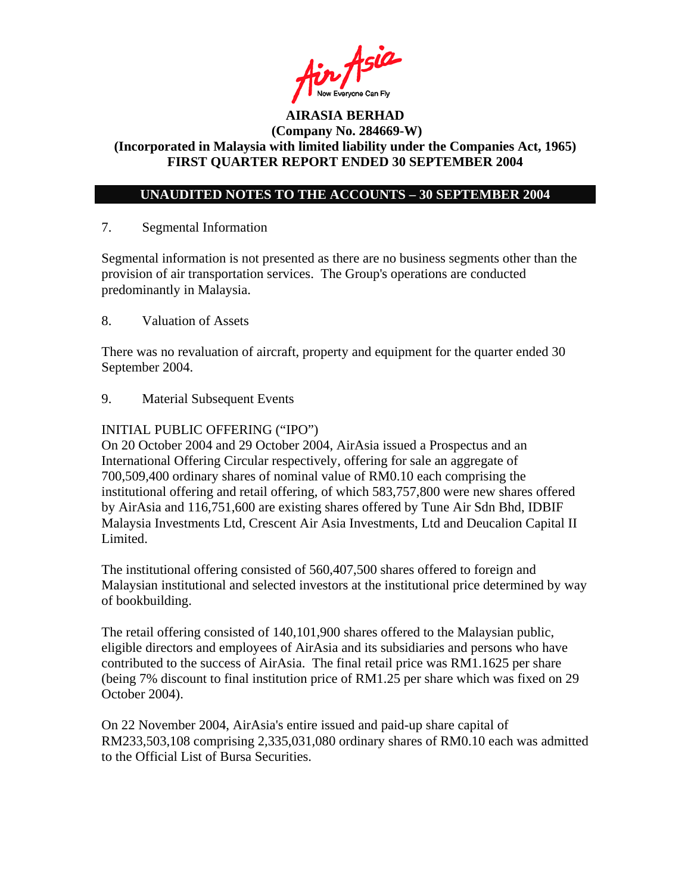**AIRASIA BERHAD**
**(Company No. 284669-W)**
**(Incorporated in Malaysia with limited liability under the Companies Act, 1965)**
**FIRST QUARTER REPORT ENDED 30 SEPTEMBER 2004**

## UNAUDITED NOTES TO THE ACCOUNTS – 30 SEPTEMBER 2004

7. Segmental Information

Segmental information is not presented as there are no business segments other than the provision of air transportation services. The Group's operations are conducted predominantly in Malaysia.

8. Valuation of Assets

There was no revaluation of aircraft, property and equipment for the quarter ended 30 September 2004.

9. Material Subsequent Events

INITIAL PUBLIC OFFERING ("IPO")
On 20 October 2004 and 29 October 2004, AirAsia issued a Prospectus and an International Offering Circular respectively, offering for sale an aggregate of 700,509,400 ordinary shares of nominal value of RM0.10 each comprising the institutional offering and retail offering, of which 583,757,800 were new shares offered by AirAsia and 116,751,600 are existing shares offered by Tune Air Sdn Bhd, IDBIF Malaysia Investments Ltd, Crescent Air Asia Investments, Ltd and Deucalion Capital II Limited.

The institutional offering consisted of 560,407,500 shares offered to foreign and Malaysian institutional and selected investors at the institutional price determined by way of bookbuilding.

The retail offering consisted of 140,101,900 shares offered to the Malaysian public, eligible directors and employees of AirAsia and its subsidiaries and persons who have contributed to the success of AirAsia. The final retail price was RM1.1625 per share (being 7% discount to final institution price of RM1.25 per share which was fixed on 29 October 2004).

On 22 November 2004, AirAsia's entire issued and paid-up share capital of RM233,503,108 comprising 2,335,031,080 ordinary shares of RM0.10 each was admitted to the Official List of Bursa Securities.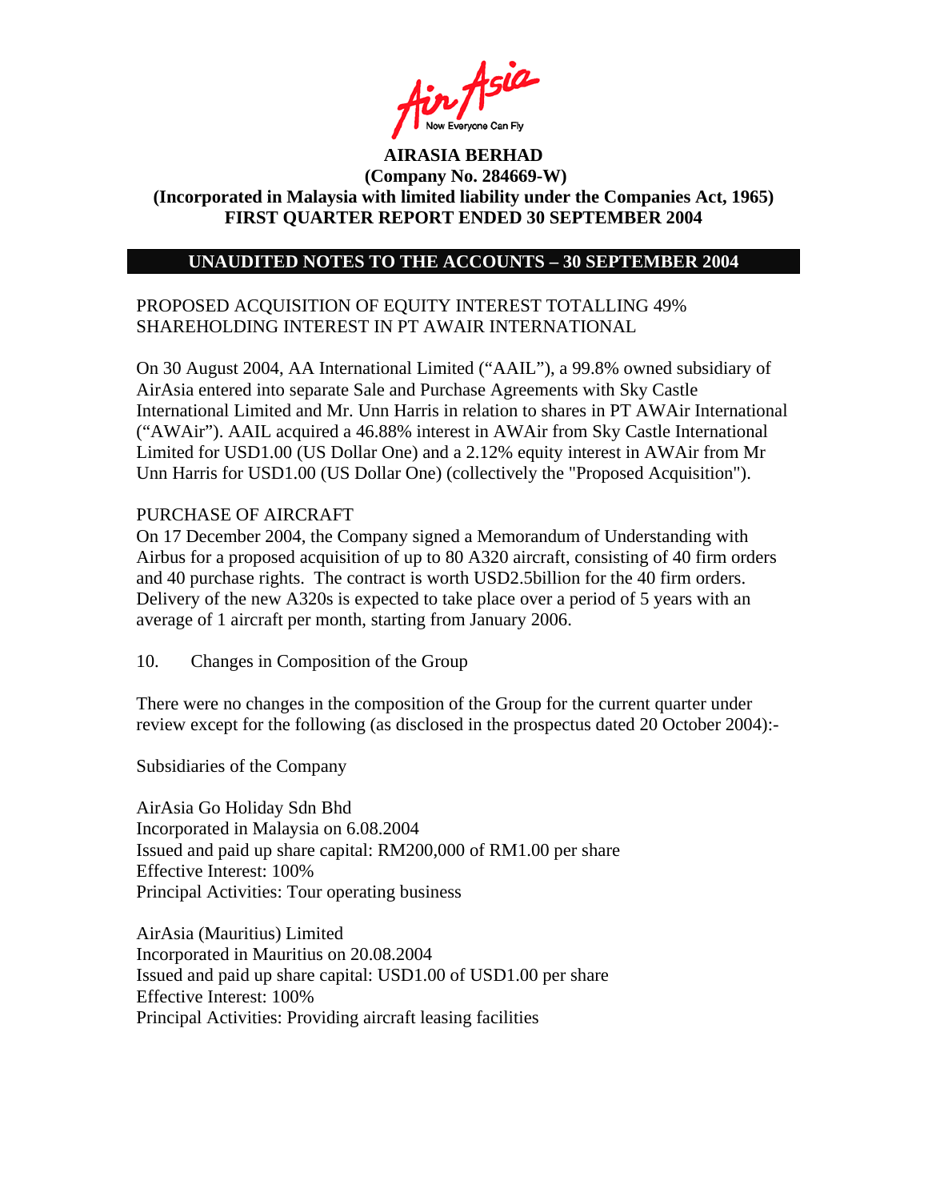**AIRASIA BERHAD**
**(Company No. 284669-W)**
**(Incorporated in Malaysia with limited liability under the Companies Act, 1965)**
**FIRST QUARTER REPORT ENDED 30 SEPTEMBER 2004**

**UNAUDITED NOTES TO THE ACCOUNTS – 30 SEPTEMBER 2004**

PROPOSED ACQUISITION OF EQUITY INTEREST TOTALLING 49% SHAREHOLDING INTEREST IN PT AWAIR INTERNATIONAL

On 30 August 2004, AA International Limited ("AAIL"), a 99.8% owned subsidiary of AirAsia entered into separate Sale and Purchase Agreements with Sky Castle International Limited and Mr. Unn Harris in relation to shares in PT AWAir International ("AWAir"). AAIL acquired a 46.88% interest in AWAir from Sky Castle International Limited for USD1.00 (US Dollar One) and a 2.12% equity interest in AWAir from Mr Unn Harris for USD1.00 (US Dollar One) (collectively the "Proposed Acquisition").

PURCHASE OF AIRCRAFT

On 17 December 2004, the Company signed a Memorandum of Understanding with Airbus for a proposed acquisition of up to 80 A320 aircraft, consisting of 40 firm orders and 40 purchase rights. The contract is worth USD2.5billion for the 40 firm orders. Delivery of the new A320s is expected to take place over a period of 5 years with an average of 1 aircraft per month, starting from January 2006.

10. Changes in Composition of the Group

There were no changes in the composition of the Group for the current quarter under review except for the following (as disclosed in the prospectus dated 20 October 2004):-

Subsidiaries of the Company

AirAsia Go Holiday Sdn Bhd
Incorporated in Malaysia on 6.08.2004
Issued and paid up share capital: RM200,000 of RM1.00 per share
Effective Interest: 100%
Principal Activities: Tour operating business

AirAsia (Mauritius) Limited
Incorporated in Mauritius on 20.08.2004
Issued and paid up share capital: USD1.00 of USD1.00 per share
Effective Interest: 100%
Principal Activities: Providing aircraft leasing facilities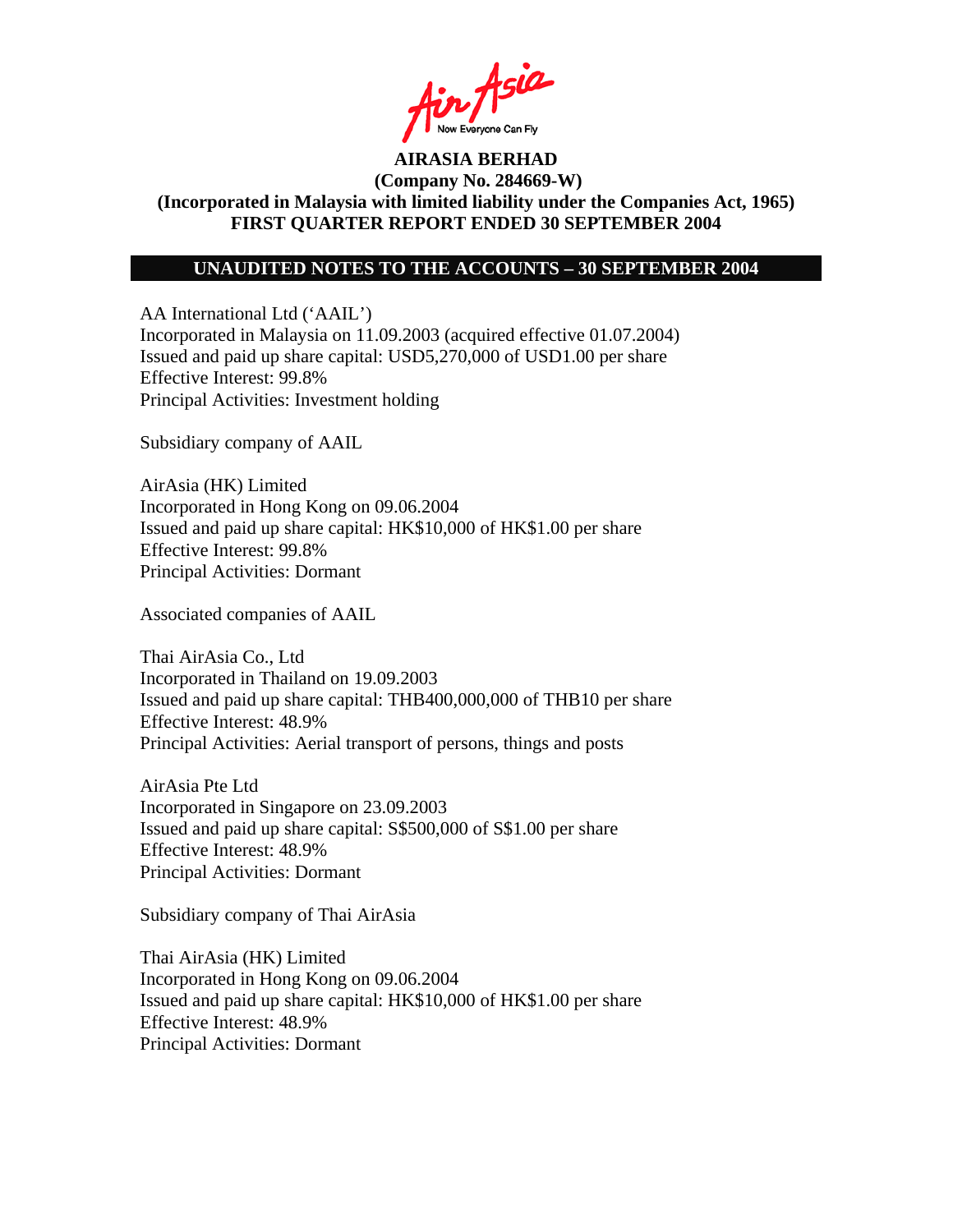**AIRASIA BERHAD**
**(Company No. 284669-W)**
**(Incorporated in Malaysia with limited liability under the Companies Act, 1965)**
**FIRST QUARTER REPORT ENDED 30 SEPTEMBER 2004**

## UNAUDITED NOTES TO THE ACCOUNTS – 30 SEPTEMBER 2004

AA International Ltd ('AAIL')
Incorporated in Malaysia on 11.09.2003 (acquired effective 01.07.2004)
Issued and paid up share capital: USD5,270,000 of USD1.00 per share
Effective Interest: 99.8%
Principal Activities: Investment holding

Subsidiary company of AAIL

AirAsia (HK) Limited
Incorporated in Hong Kong on 09.06.2004
Issued and paid up share capital: HK$10,000 of HK$1.00 per share
Effective Interest: 99.8%
Principal Activities: Dormant

Associated companies of AAIL

Thai AirAsia Co., Ltd
Incorporated in Thailand on 19.09.2003
Issued and paid up share capital: THB400,000,000 of THB10 per share
Effective Interest: 48.9%
Principal Activities: Aerial transport of persons, things and posts

AirAsia Pte Ltd
Incorporated in Singapore on 23.09.2003
Issued and paid up share capital: S$500,000 of S$1.00 per share
Effective Interest: 48.9%
Principal Activities: Dormant

Subsidiary company of Thai AirAsia

Thai AirAsia (HK) Limited
Incorporated in Hong Kong on 09.06.2004
Issued and paid up share capital: HK$10,000 of HK$1.00 per share
Effective Interest: 48.9%
Principal Activities: Dormant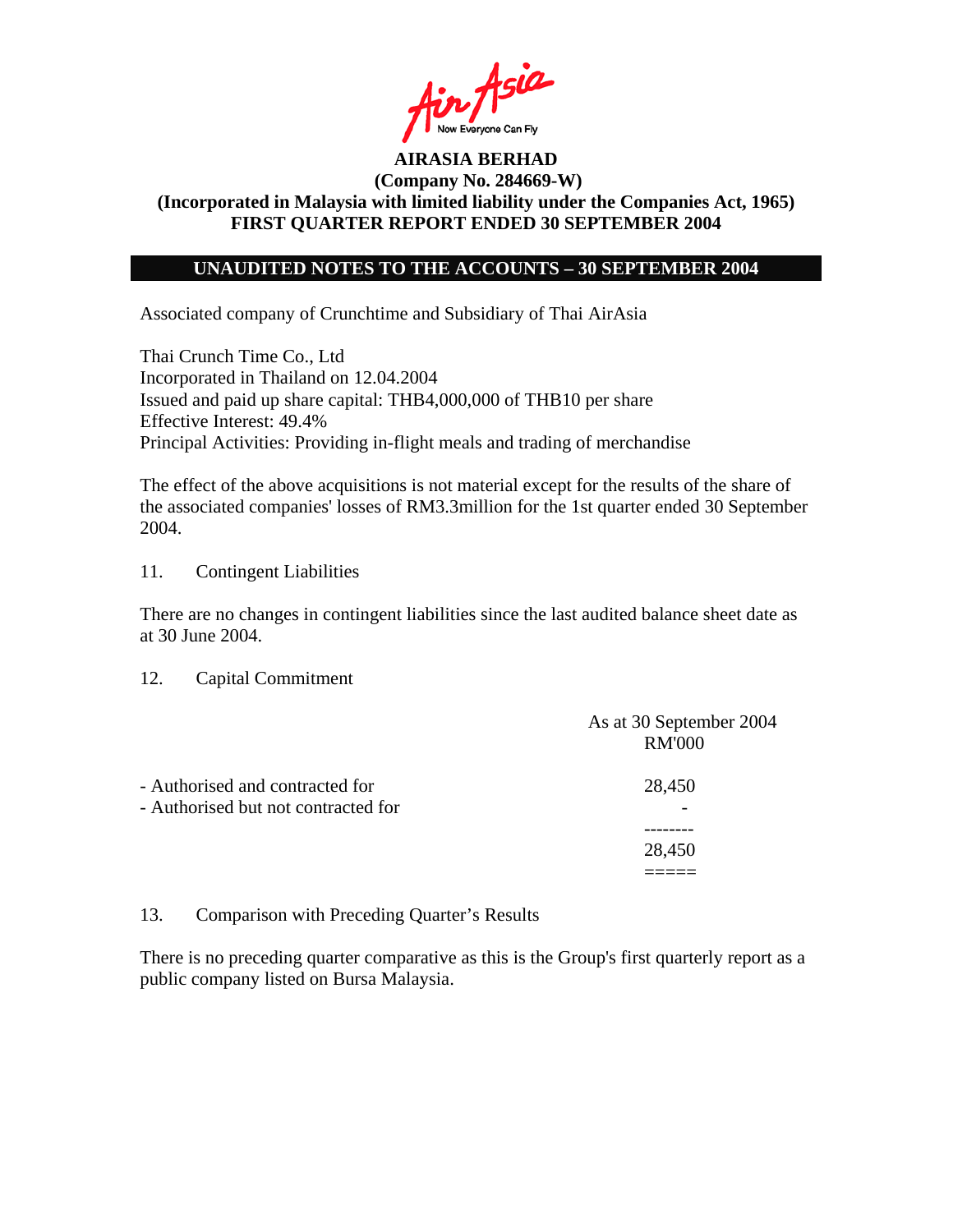# AIRASIA BERHAD
**(Company No. 284669-W)**
**(Incorporated in Malaysia with limited liability under the Companies Act, 1965)**
**FIRST QUARTER REPORT ENDED 30 SEPTEMBER 2004**

## UNAUDITED NOTES TO THE ACCOUNTS – 30 SEPTEMBER 2004

Associated company of Crunchtime and Subsidiary of Thai AirAsia

Thai Crunch Time Co., Ltd
Incorporated in Thailand on 12.04.2004
Issued and paid up share capital: THB4,000,000 of THB10 per share
Effective Interest: 49.4%
Principal Activities: Providing in-flight meals and trading of merchandise

The effect of the above acquisitions is not material except for the results of the share of the associated companies' losses of RM3.3million for the 1st quarter ended 30 September 2004.

11. Contingent Liabilities

There are no changes in contingent liabilities since the last audited balance sheet date as at 30 June 2004.

12. Capital Commitment

| | As at 30 September 2004 RM'000 |
|---|---|
| - Authorised and contracted for | 28,450 |
| - Authorised but not contracted for | - |
| | 28,450 |

13. Comparison with Preceding Quarter's Results

There is no preceding quarter comparative as this is the Group's first quarterly report as a public company listed on Bursa Malaysia.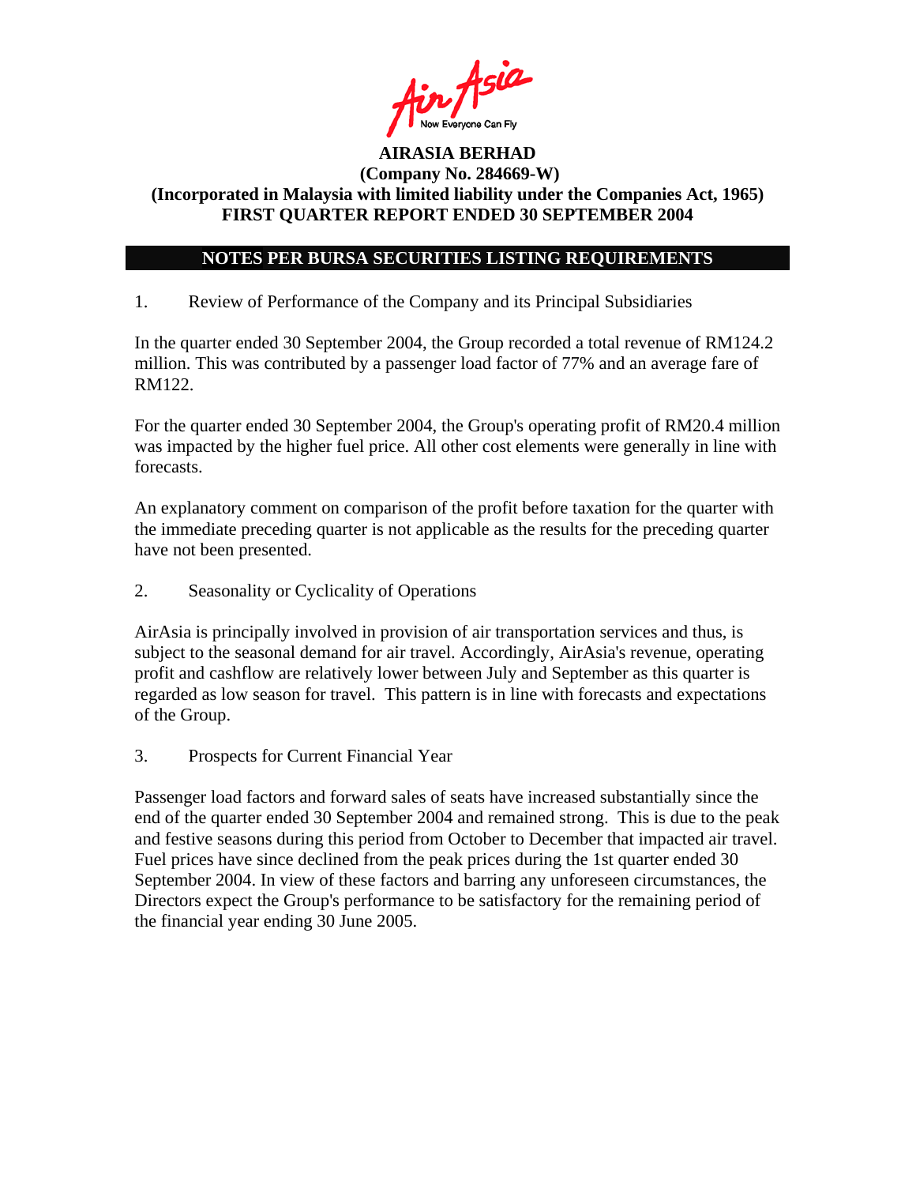**AIRASIA BERHAD**
**(Company No. 284669-W)**
**(Incorporated in Malaysia with limited liability under the Companies Act, 1965)**
**FIRST QUARTER REPORT ENDED 30 SEPTEMBER 2004**

## NOTES PER BURSA SECURITIES LISTING REQUIREMENTS

1. Review of Performance of the Company and its Principal Subsidiaries

In the quarter ended 30 September 2004, the Group recorded a total revenue of RM124.2 million. This was contributed by a passenger load factor of 77% and an average fare of RM122.

For the quarter ended 30 September 2004, the Group's operating profit of RM20.4 million was impacted by the higher fuel price. All other cost elements were generally in line with forecasts.

An explanatory comment on comparison of the profit before taxation for the quarter with the immediate preceding quarter is not applicable as the results for the preceding quarter have not been presented.

2. Seasonality or Cyclicality of Operations

AirAsia is principally involved in provision of air transportation services and thus, is subject to the seasonal demand for air travel. Accordingly, AirAsia's revenue, operating profit and cashflow are relatively lower between July and September as this quarter is regarded as low season for travel. This pattern is in line with forecasts and expectations of the Group.

3. Prospects for Current Financial Year

Passenger load factors and forward sales of seats have increased substantially since the end of the quarter ended 30 September 2004 and remained strong. This is due to the peak and festive seasons during this period from October to December that impacted air travel. Fuel prices have since declined from the peak prices during the 1st quarter ended 30 September 2004. In view of these factors and barring any unforeseen circumstances, the Directors expect the Group's performance to be satisfactory for the remaining period of the financial year ending 30 June 2005.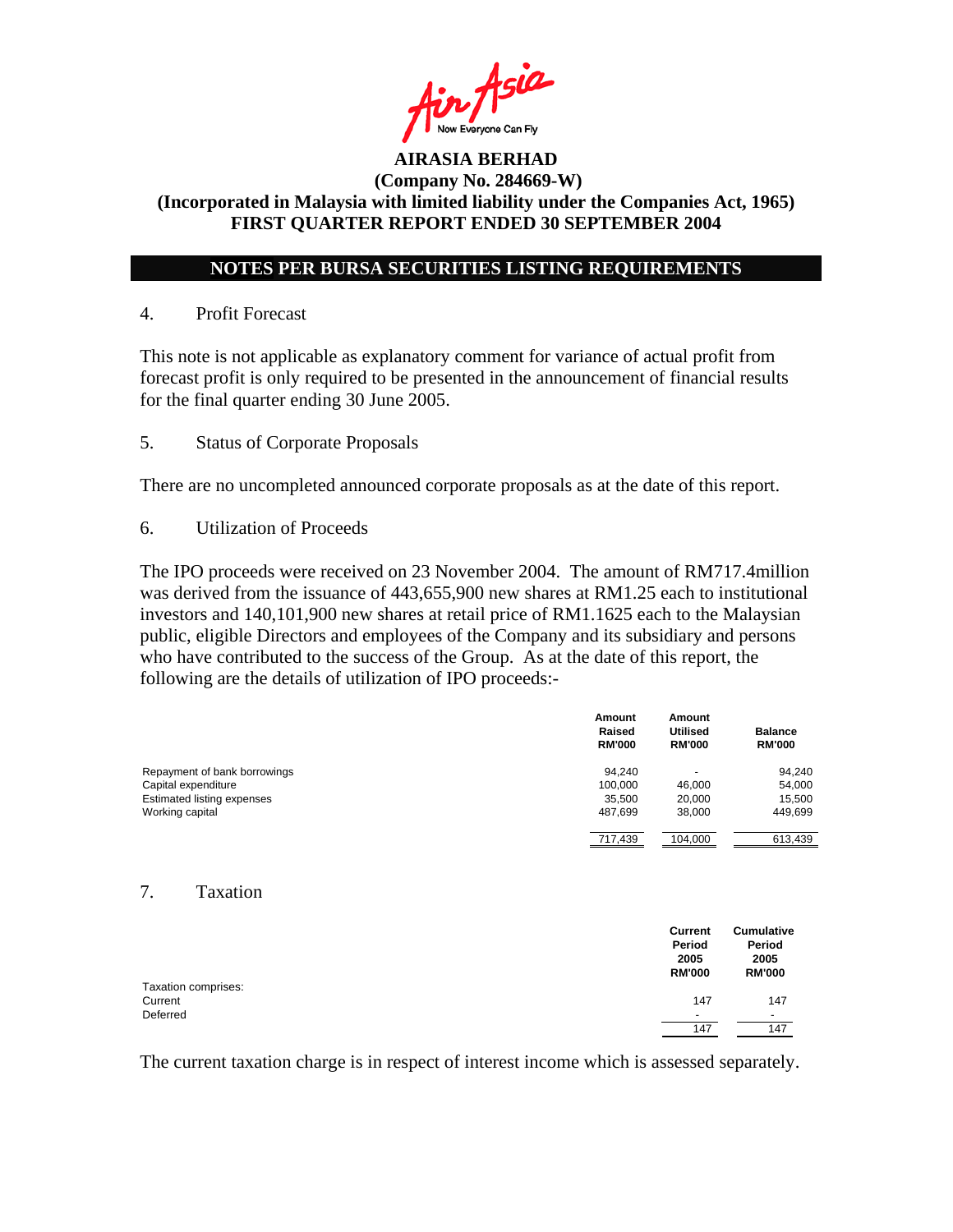**AIRASIA BERHAD**
**(Company No. 284669-W)**
**(Incorporated in Malaysia with limited liability under the Companies Act, 1965)**
**FIRST QUARTER REPORT ENDED 30 SEPTEMBER 2004**

## NOTES PER BURSA SECURITIES LISTING REQUIREMENTS

### 4. Profit Forecast

This note is not applicable as explanatory comment for variance of actual profit from forecast profit is only required to be presented in the announcement of financial results for the final quarter ending 30 June 2005.

### 5. Status of Corporate Proposals

There are no uncompleted announced corporate proposals as at the date of this report.

### 6. Utilization of Proceeds

The IPO proceeds were received on 23 November 2004. The amount of RM717.4million was derived from the issuance of 443,655,900 new shares at RM1.25 each to institutional investors and 140,101,900 new shares at retail price of RM1.1625 each to the Malaysian public, eligible Directors and employees of the Company and its subsidiary and persons who have contributed to the success of the Group. As at the date of this report, the following are the details of utilization of IPO proceeds:-

| | Amount Raised RM'000 | Amount Utilised RM'000 | Balance RM'000 |
|---|---|---|---|
| Repayment of bank borrowings | 94,240 | - | 94,240 |
| Capital expenditure | 100,000 | 46,000 | 54,000 |
| Estimated listing expenses | 35,500 | 20,000 | 15,500 |
| Working capital | 487,699 | 38,000 | 449,699 |
| | 717,439 | 104,000 | 613,439 |

### 7. Taxation

| | Current Period 2005 RM'000 | Cumulative Period 2005 RM'000 |
|---|---|---|
| Taxation comprises: | | |
| Current | 147 | 147 |
| Deferred | - | - |
| | 147 | 147 |

The current taxation charge is in respect of interest income which is assessed separately.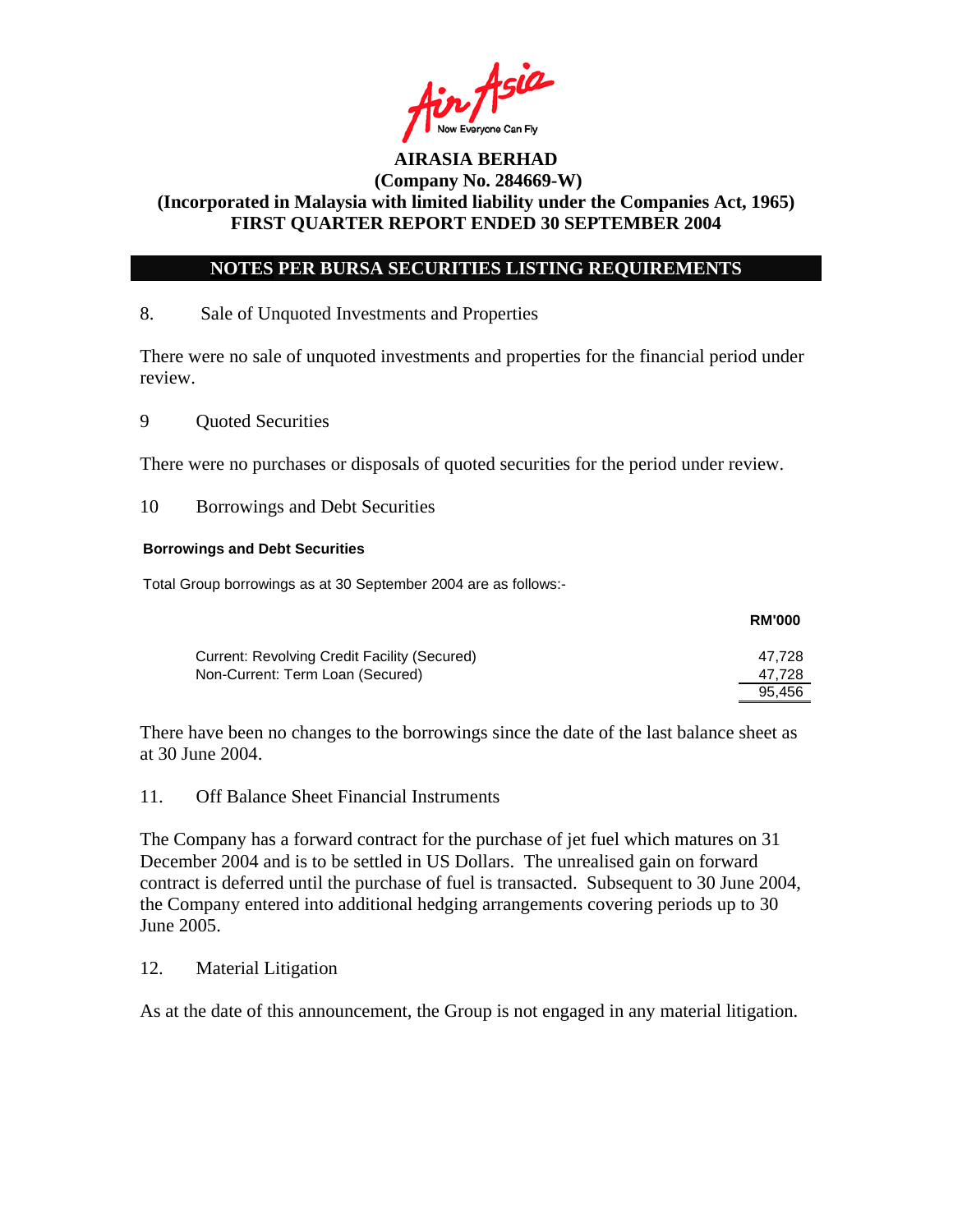**AIRASIA BERHAD**
**(Company No. 284669-W)**
**(Incorporated in Malaysia with limited liability under the Companies Act, 1965)**
**FIRST QUARTER REPORT ENDED 30 SEPTEMBER 2004**

## NOTES PER BURSA SECURITIES LISTING REQUIREMENTS

8. Sale of Unquoted Investments and Properties

There were no sale of unquoted investments and properties for the financial period under review.

9 Quoted Securities

There were no purchases or disposals of quoted securities for the period under review.

10 Borrowings and Debt Securities

**Borrowings and Debt Securities**

Total Group borrowings as at 30 September 2004 are as follows:-

| | RM'000 |
|---|---|
| Current: Revolving Credit Facility (Secured) | 47,728 |
| Non-Current: Term Loan (Secured) | 47,728 |
| | 95,456 |

There have been no changes to the borrowings since the date of the last balance sheet as at 30 June 2004.

11. Off Balance Sheet Financial Instruments

The Company has a forward contract for the purchase of jet fuel which matures on 31 December 2004 and is to be settled in US Dollars. The unrealised gain on forward contract is deferred until the purchase of fuel is transacted. Subsequent to 30 June 2004, the Company entered into additional hedging arrangements covering periods up to 30 June 2005.

12. Material Litigation

As at the date of this announcement, the Group is not engaged in any material litigation.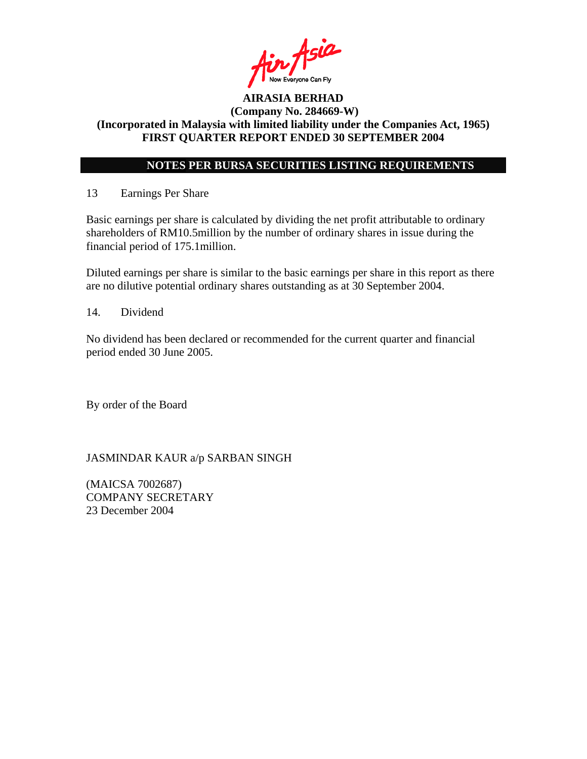**AIRASIA BERHAD**
**(Company No. 284669-W)**
**(Incorporated in Malaysia with limited liability under the Companies Act, 1965)**
**FIRST QUARTER REPORT ENDED 30 SEPTEMBER 2004**

## NOTES PER BURSA SECURITIES LISTING REQUIREMENTS

13 Earnings Per Share

Basic earnings per share is calculated by dividing the net profit attributable to ordinary shareholders of RM10.5million by the number of ordinary shares in issue during the financial period of 175.1million.

Diluted earnings per share is similar to the basic earnings per share in this report as there are no dilutive potential ordinary shares outstanding as at 30 September 2004.

14. Dividend

No dividend has been declared or recommended for the current quarter and financial period ended 30 June 2005.

By order of the Board

JASMINDAR KAUR a/p SARBAN SINGH

(MAICSA 7002687)
COMPANY SECRETARY
23 December 2004